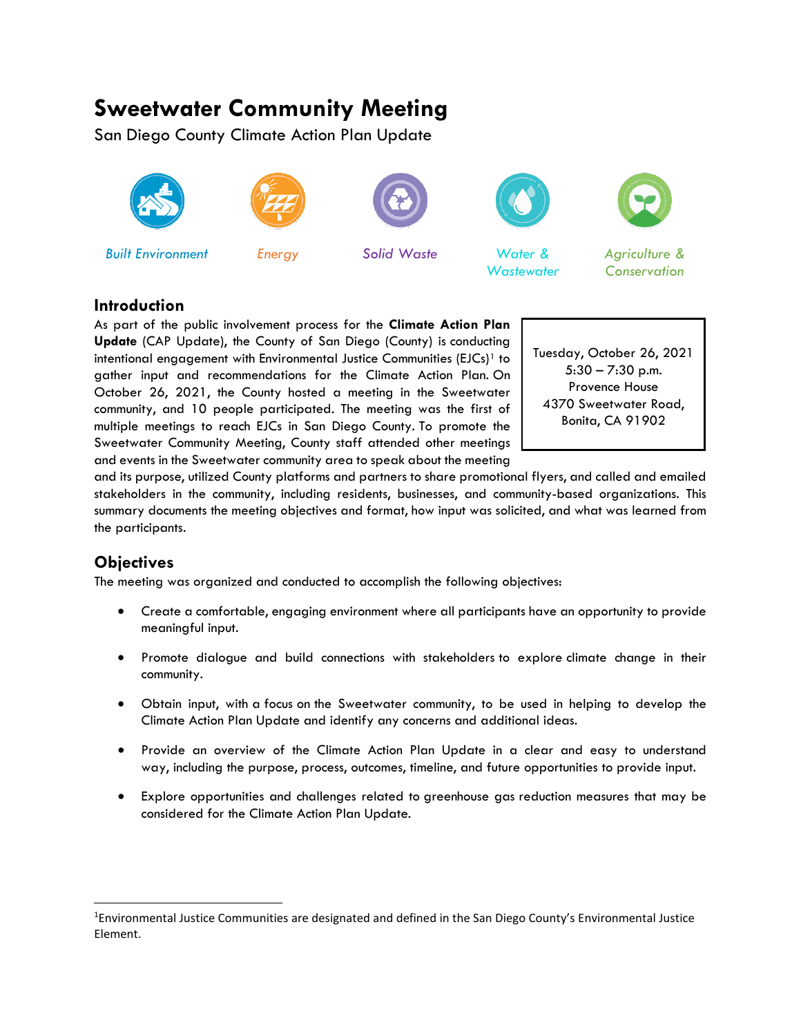# Sweetwater Community Meeting

San Diego County Climate Action Plan Update

*Built Environment* *Energy* *Solid Waste* *Water & Wastewater* *Agriculture & Conservation*

## Introduction

Tuesday, October 26, 2021
5:30 – 7:30 p.m.
Provence House
4370 Sweetwater Road,
Bonita, CA 91902

As part of the public involvement process for the **Climate Action Plan Update** (CAP Update), the County of San Diego (County) is conducting intentional engagement with Environmental Justice Communities (EJCs)[1] to gather input and recommendations for the Climate Action Plan. On October 26, 2021, the County hosted a meeting in the Sweetwater community, and 10 people participated. The meeting was the first of multiple meetings to reach EJCs in San Diego County. To promote the Sweetwater Community Meeting, County staff attended other meetings and events in the Sweetwater community area to speak about the meeting and its purpose, utilized County platforms and partners to share promotional flyers, and called and emailed stakeholders in the community, including residents, businesses, and community-based organizations. This summary documents the meeting objectives and format, how input was solicited, and what was learned from the participants.

## Objectives

The meeting was organized and conducted to accomplish the following objectives:

- Create a comfortable, engaging environment where all participants have an opportunity to provide meaningful input.
- Promote dialogue and build connections with stakeholders to explore climate change in their community.
- Obtain input, with a focus on the Sweetwater community, to be used in helping to develop the Climate Action Plan Update and identify any concerns and additional ideas.
- Provide an overview of the Climate Action Plan Update in a clear and easy to understand way, including the purpose, process, outcomes, timeline, and future opportunities to provide input.
- Explore opportunities and challenges related to greenhouse gas reduction measures that may be considered for the Climate Action Plan Update.

---

[1] Environmental Justice Communities are designated and defined in the San Diego County's Environmental Justice Element.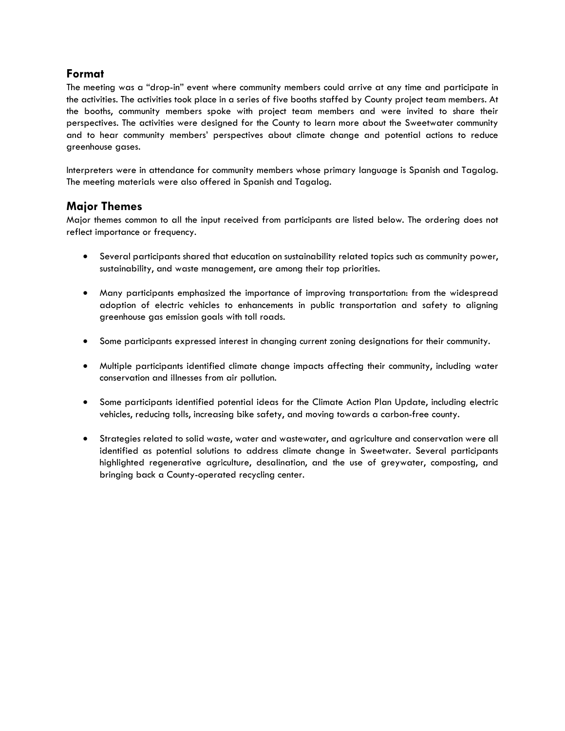## Format

The meeting was a "drop-in" event where community members could arrive at any time and participate in the activities. The activities took place in a series of five booths staffed by County project team members. At the booths, community members spoke with project team members and were invited to share their perspectives. The activities were designed for the County to learn more about the Sweetwater community and to hear community members' perspectives about climate change and potential actions to reduce greenhouse gases.

Interpreters were in attendance for community members whose primary language is Spanish and Tagalog. The meeting materials were also offered in Spanish and Tagalog.

## Major Themes

Major themes common to all the input received from participants are listed below. The ordering does not reflect importance or frequency.

- Several participants shared that education on sustainability related topics such as community power, sustainability, and waste management, are among their top priorities.
- Many participants emphasized the importance of improving transportation: from the widespread adoption of electric vehicles to enhancements in public transportation and safety to aligning greenhouse gas emission goals with toll roads.
- Some participants expressed interest in changing current zoning designations for their community.
- Multiple participants identified climate change impacts affecting their community, including water conservation and illnesses from air pollution.
- Some participants identified potential ideas for the Climate Action Plan Update, including electric vehicles, reducing tolls, increasing bike safety, and moving towards a carbon-free county.
- Strategies related to solid waste, water and wastewater, and agriculture and conservation were all identified as potential solutions to address climate change in Sweetwater. Several participants highlighted regenerative agriculture, desalination, and the use of greywater, composting, and bringing back a County-operated recycling center.